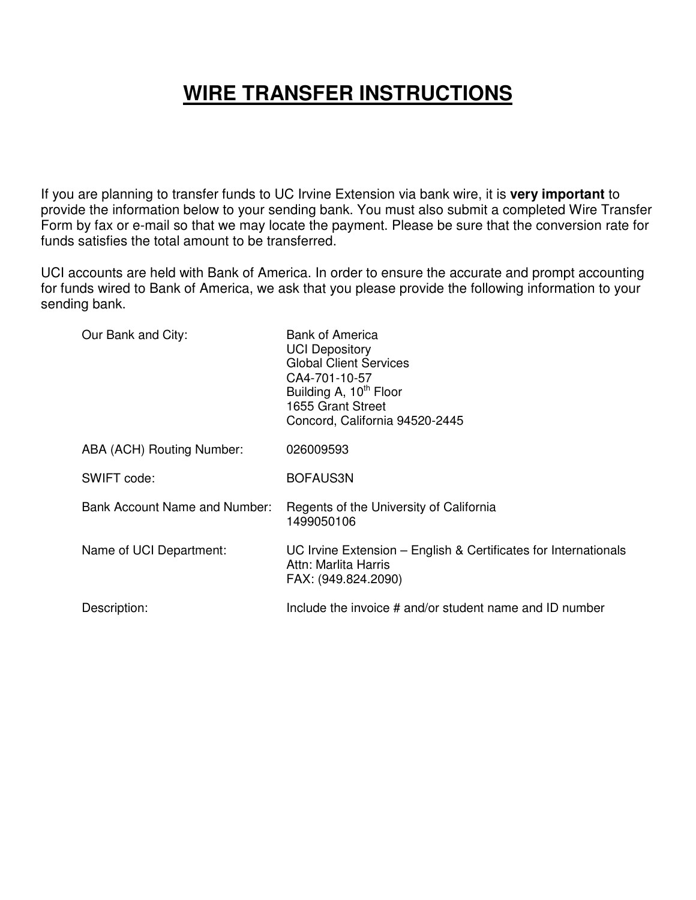# WIRE TRANSFER INSTRUCTIONS

If you are planning to transfer funds to UC Irvine Extension via bank wire, it is **very important** to provide the information below to your sending bank. You must also submit a completed Wire Transfer Form by fax or e-mail so that we may locate the payment. Please be sure that the conversion rate for funds satisfies the total amount to be transferred.

UCI accounts are held with Bank of America. In order to ensure the accurate and prompt accounting for funds wired to Bank of America, we ask that you please provide the following information to your sending bank.

| | |
|---|---|
| Our Bank and City: | Bank of America<br>UCI Depository<br>Global Client Services<br>CA4-701-10-57<br>Building A, 10th Floor<br>1655 Grant Street<br>Concord, California 94520-2445 |
| ABA (ACH) Routing Number: | 026009593 |
| SWIFT code: | BOFAUS3N |
| Bank Account Name and Number: | Regents of the University of California<br>1499050106 |
| Name of UCI Department: | UC Irvine Extension – English & Certificates for Internationals<br>Attn: Marlita Harris<br>FAX: (949.824.2090) |
| Description: | Include the invoice # and/or student name and ID number |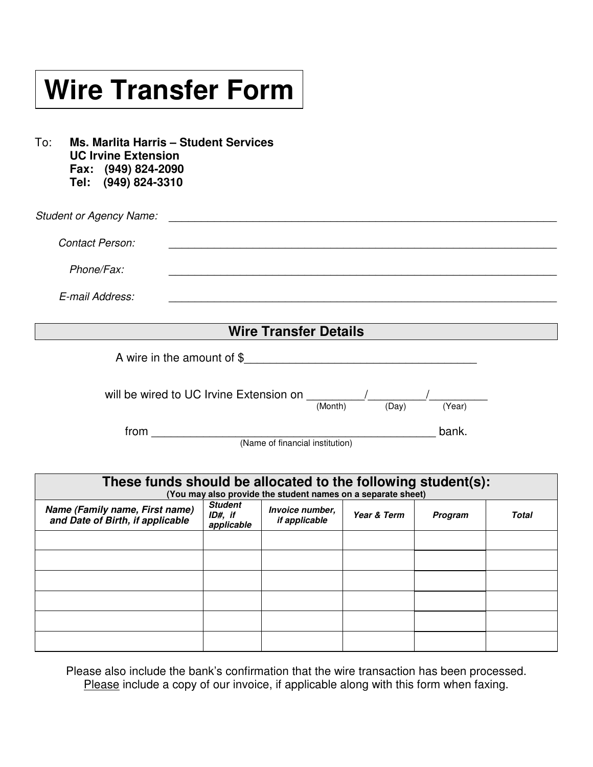# Wire Transfer Form

To: **Ms. Marlita Harris – Student Services**
**UC Irvine Extension**
**Fax: (949) 824-2090**
**Tel: (949) 824-3310**

*Student or Agency Name:* ________________________________________________________________

*Contact Person:* ________________________________________________________________

*Phone/Fax:* ________________________________________________________________

*E-mail Address:* ________________________________________________________________

## Wire Transfer Details

A wire in the amount of $____________________________________

will be wired to UC Irvine Extension on _________/_________/_________
(Month) (Day) (Year)

from _____________________________________________ bank.
(Name of financial institution)

| These funds should be allocated to the following student(s): (You may also provide the student names on a separate sheet) | | | | | |
|---|---|---|---|---|---|
| *Name (Family name, First name) and Date of Birth, if applicable* | *Student ID#, if applicable* | *Invoice number, if applicable* | *Year & Term* | *Program* | *Total* |
| | | | | | |
| | | | | | |
| | | | | | |
| | | | | | |
| | | | | | |
| | | | | | |

Please also include the bank's confirmation that the wire transaction has been processed.
Please include a copy of our invoice, if applicable along with this form when faxing.